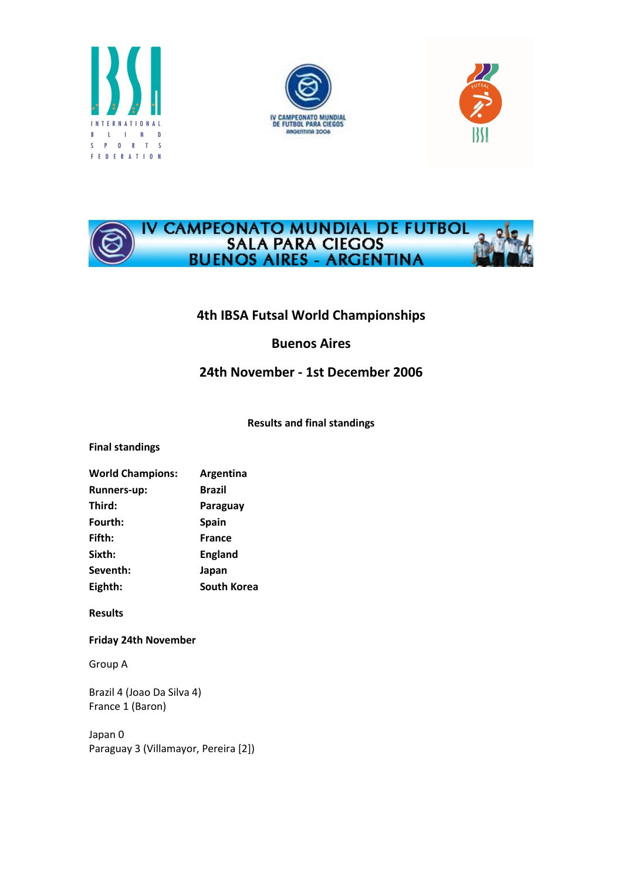# 4th IBSA Futsal World Championships

## Buenos Aires

## 24th November - 1st December 2006

**Results and final standings**

**Final standings**

| | |
|---|---|
| **World Champions:** | **Argentina** |
| **Runners-up:** | **Brazil** |
| **Third:** | **Paraguay** |
| **Fourth:** | **Spain** |
| **Fifth:** | **France** |
| **Sixth:** | **England** |
| **Seventh:** | **Japan** |
| **Eighth:** | **South Korea** |

**Results**

**Friday 24th November**

Group A

Brazil 4 (Joao Da Silva 4)
France 1 (Baron)

Japan 0
Paraguay 3 (Villamayor, Pereira [2])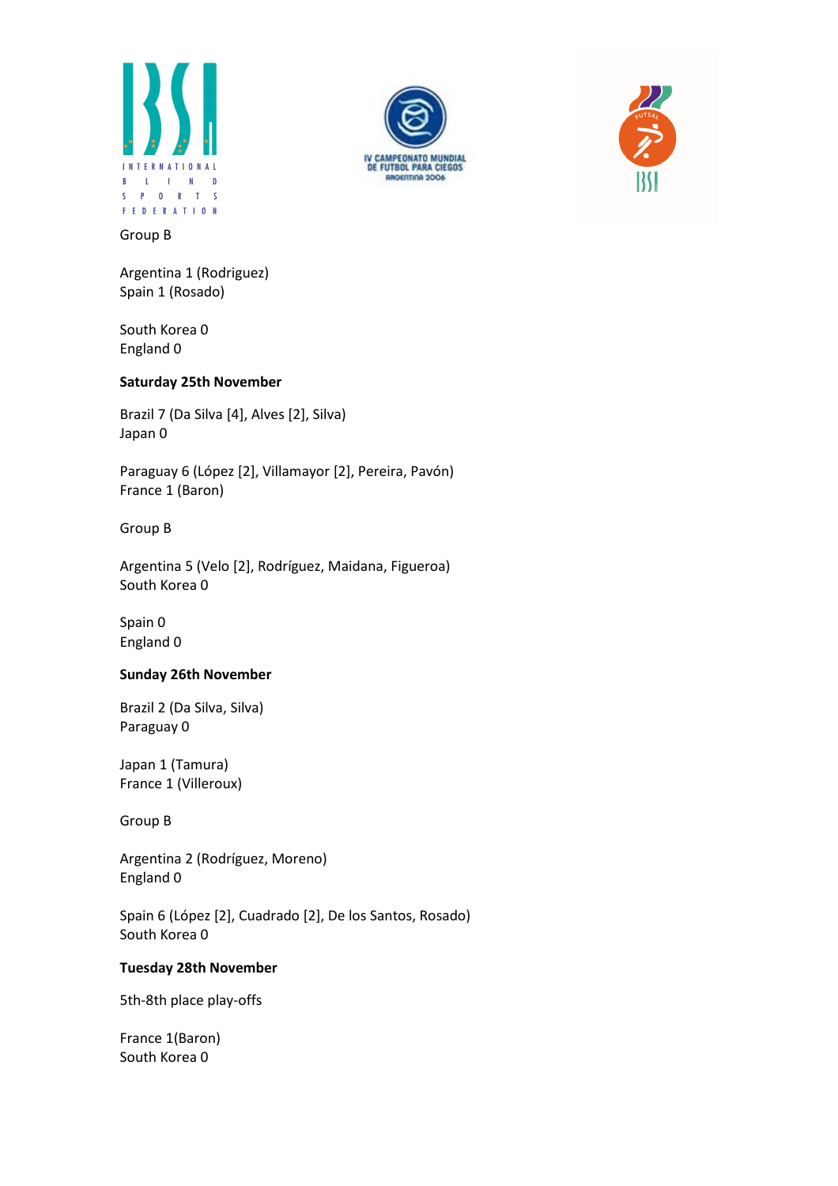Group B

Argentina 1 (Rodriguez)
Spain 1 (Rosado)

South Korea 0
England 0

**Saturday 25th November**

Brazil 7 (Da Silva [4], Alves [2], Silva)
Japan 0

Paraguay 6 (López [2], Villamayor [2], Pereira, Pavón)
France 1 (Baron)

Group B

Argentina 5 (Velo [2], Rodríguez, Maidana, Figueroa)
South Korea 0

Spain 0
England 0

**Sunday 26th November**

Brazil 2 (Da Silva, Silva)
Paraguay 0

Japan 1 (Tamura)
France 1 (Villeroux)

Group B

Argentina 2 (Rodríguez, Moreno)
England 0

Spain 6 (López [2], Cuadrado [2], De los Santos, Rosado)
South Korea 0

**Tuesday 28th November**

5th-8th place play-offs

France 1(Baron)
South Korea 0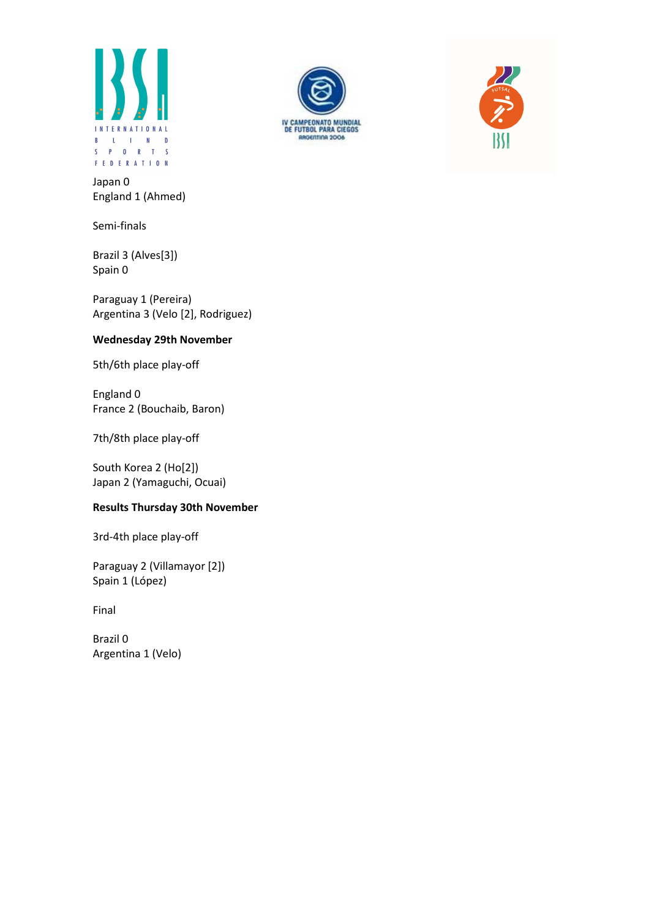Japan 0
England 1 (Ahmed)

Semi-finals

Brazil 3 (Alves[3])
Spain 0

Paraguay 1 (Pereira)
Argentina 3 (Velo [2], Rodriguez)

**Wednesday 29th November**

5th/6th place play-off

England 0
France 2 (Bouchaib, Baron)

7th/8th place play-off

South Korea 2 (Ho[2])
Japan 2 (Yamaguchi, Ocuai)

**Results Thursday 30th November**

3rd-4th place play-off

Paraguay 2 (Villamayor [2])
Spain 1 (López)

Final

Brazil 0
Argentina 1 (Velo)